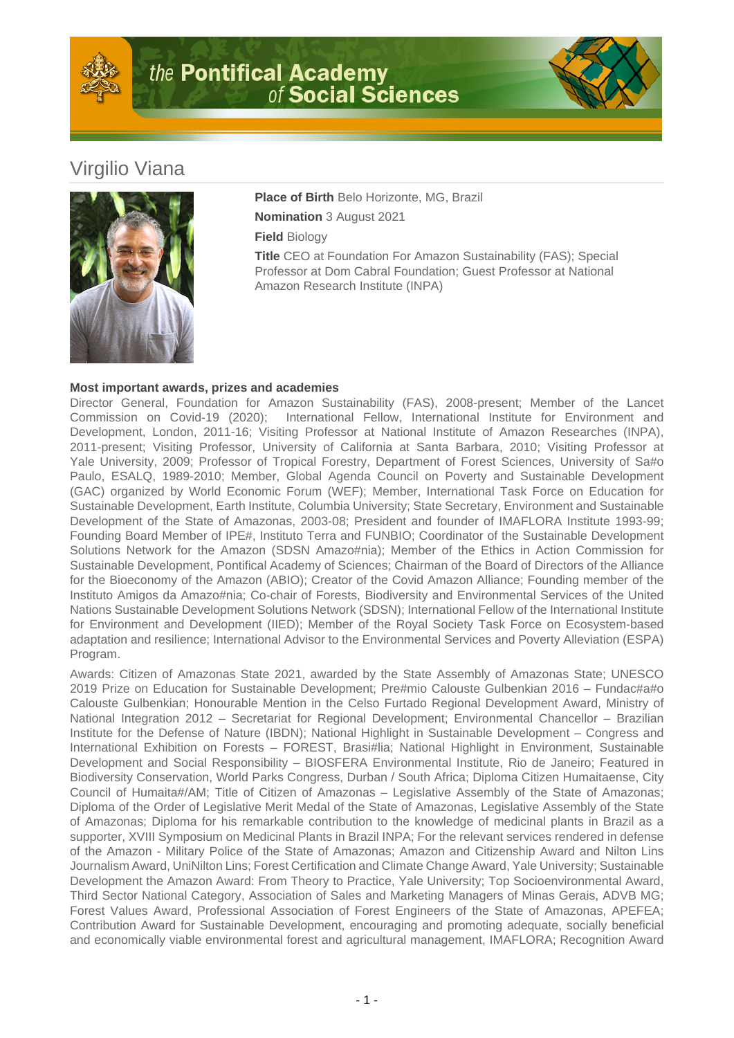# Virgilio Viana

**Place of Birth** Belo Horizonte, MG, Brazil

**Nomination** 3 August 2021

**Field** Biology

**Title** CEO at Foundation For Amazon Sustainability (FAS); Special Professor at Dom Cabral Foundation; Guest Professor at National Amazon Research Institute (INPA)

**Most important awards, prizes and academies**

Director General, Foundation for Amazon Sustainability (FAS), 2008-present; Member of the Lancet Commission on Covid-19 (2020); International Fellow, International Institute for Environment and Development, London, 2011-16; Visiting Professor at National Institute of Amazon Researches (INPA), 2011-present; Visiting Professor, University of California at Santa Barbara, 2010; Visiting Professor at Yale University, 2009; Professor of Tropical Forestry, Department of Forest Sciences, University of Sa#o Paulo, ESALQ, 1989-2010; Member, Global Agenda Council on Poverty and Sustainable Development (GAC) organized by World Economic Forum (WEF); Member, International Task Force on Education for Sustainable Development, Earth Institute, Columbia University; State Secretary, Environment and Sustainable Development of the State of Amazonas, 2003-08; President and founder of IMAFLORA Institute 1993-99; Founding Board Member of IPE#, Instituto Terra and FUNBIO; Coordinator of the Sustainable Development Solutions Network for the Amazon (SDSN Amazo#nia); Member of the Ethics in Action Commission for Sustainable Development, Pontifical Academy of Sciences; Chairman of the Board of Directors of the Alliance for the Bioeconomy of the Amazon (ABIO); Creator of the Covid Amazon Alliance; Founding member of the Instituto Amigos da Amazo#nia; Co-chair of Forests, Biodiversity and Environmental Services of the United Nations Sustainable Development Solutions Network (SDSN); International Fellow of the International Institute for Environment and Development (IIED); Member of the Royal Society Task Force on Ecosystem-based adaptation and resilience; International Advisor to the Environmental Services and Poverty Alleviation (ESPA) Program.

Awards: Citizen of Amazonas State 2021, awarded by the State Assembly of Amazonas State; UNESCO 2019 Prize on Education for Sustainable Development; Pre#mio Calouste Gulbenkian 2016 – Fundac#a#o Calouste Gulbenkian; Honourable Mention in the Celso Furtado Regional Development Award, Ministry of National Integration 2012 – Secretariat for Regional Development; Environmental Chancellor – Brazilian Institute for the Defense of Nature (IBDN); National Highlight in Sustainable Development – Congress and International Exhibition on Forests – FOREST, Brasi#lia; National Highlight in Environment, Sustainable Development and Social Responsibility – BIOSFERA Environmental Institute, Rio de Janeiro; Featured in Biodiversity Conservation, World Parks Congress, Durban / South Africa; Diploma Citizen Humaitaense, City Council of Humaita#/AM; Title of Citizen of Amazonas – Legislative Assembly of the State of Amazonas; Diploma of the Order of Legislative Merit Medal of the State of Amazonas, Legislative Assembly of the State of Amazonas; Diploma for his remarkable contribution to the knowledge of medicinal plants in Brazil as a supporter, XVIII Symposium on Medicinal Plants in Brazil INPA; For the relevant services rendered in defense of the Amazon - Military Police of the State of Amazonas; Amazon and Citizenship Award and Nilton Lins Journalism Award, UniNilton Lins; Forest Certification and Climate Change Award, Yale University; Sustainable Development the Amazon Award: From Theory to Practice, Yale University; Top Socioenvironmental Award, Third Sector National Category, Association of Sales and Marketing Managers of Minas Gerais, ADVB MG; Forest Values Award, Professional Association of Forest Engineers of the State of Amazonas, APEFEA; Contribution Award for Sustainable Development, encouraging and promoting adequate, socially beneficial and economically viable environmental forest and agricultural management, IMAFLORA; Recognition Award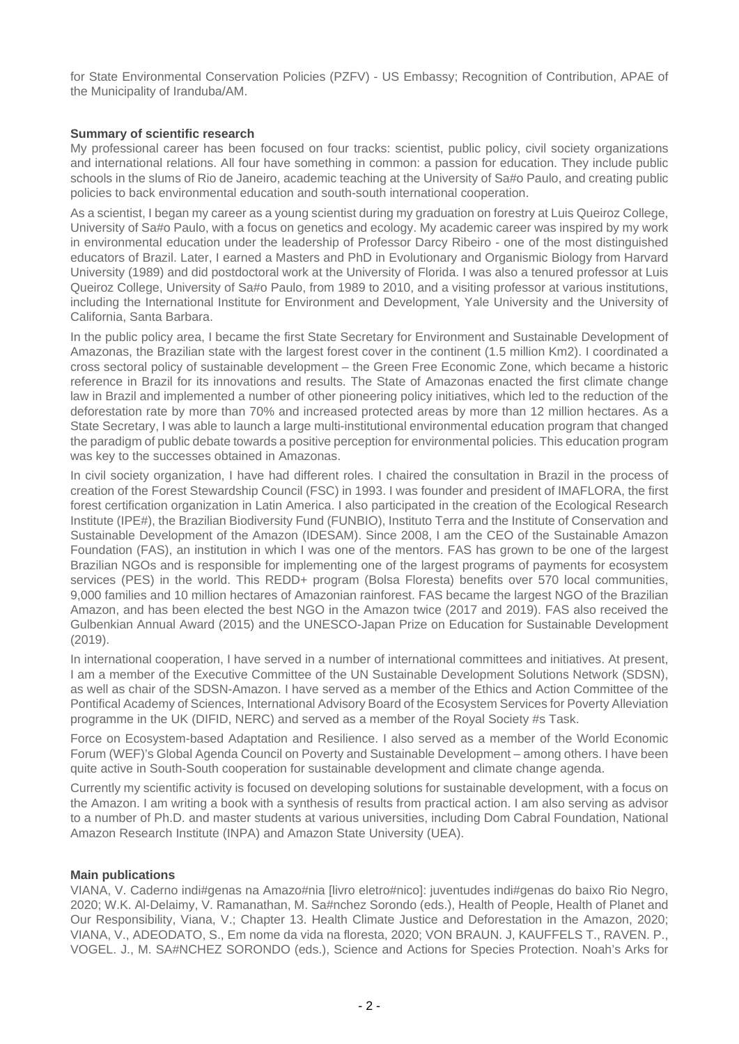for State Environmental Conservation Policies (PZFV) - US Embassy; Recognition of Contribution, APAE of the Municipality of Iranduba/AM.

**Summary of scientific research**

My professional career has been focused on four tracks: scientist, public policy, civil society organizations and international relations. All four have something in common: a passion for education. They include public schools in the slums of Rio de Janeiro, academic teaching at the University of Sa#o Paulo, and creating public policies to back environmental education and south-south international cooperation.

As a scientist, I began my career as a young scientist during my graduation on forestry at Luis Queiroz College, University of Sa#o Paulo, with a focus on genetics and ecology. My academic career was inspired by my work in environmental education under the leadership of Professor Darcy Ribeiro - one of the most distinguished educators of Brazil. Later, I earned a Masters and PhD in Evolutionary and Organismic Biology from Harvard University (1989) and did postdoctoral work at the University of Florida. I was also a tenured professor at Luis Queiroz College, University of Sa#o Paulo, from 1989 to 2010, and a visiting professor at various institutions, including the International Institute for Environment and Development, Yale University and the University of California, Santa Barbara.

In the public policy area, I became the first State Secretary for Environment and Sustainable Development of Amazonas, the Brazilian state with the largest forest cover in the continent (1.5 million Km2). I coordinated a cross sectoral policy of sustainable development – the Green Free Economic Zone, which became a historic reference in Brazil for its innovations and results. The State of Amazonas enacted the first climate change law in Brazil and implemented a number of other pioneering policy initiatives, which led to the reduction of the deforestation rate by more than 70% and increased protected areas by more than 12 million hectares. As a State Secretary, I was able to launch a large multi-institutional environmental education program that changed the paradigm of public debate towards a positive perception for environmental policies. This education program was key to the successes obtained in Amazonas.

In civil society organization, I have had different roles. I chaired the consultation in Brazil in the process of creation of the Forest Stewardship Council (FSC) in 1993. I was founder and president of IMAFLORA, the first forest certification organization in Latin America. I also participated in the creation of the Ecological Research Institute (IPE#), the Brazilian Biodiversity Fund (FUNBIO), Instituto Terra and the Institute of Conservation and Sustainable Development of the Amazon (IDESAM). Since 2008, I am the CEO of the Sustainable Amazon Foundation (FAS), an institution in which I was one of the mentors. FAS has grown to be one of the largest Brazilian NGOs and is responsible for implementing one of the largest programs of payments for ecosystem services (PES) in the world. This REDD+ program (Bolsa Floresta) benefits over 570 local communities, 9,000 families and 10 million hectares of Amazonian rainforest. FAS became the largest NGO of the Brazilian Amazon, and has been elected the best NGO in the Amazon twice (2017 and 2019). FAS also received the Gulbenkian Annual Award (2015) and the UNESCO-Japan Prize on Education for Sustainable Development (2019).

In international cooperation, I have served in a number of international committees and initiatives. At present, I am a member of the Executive Committee of the UN Sustainable Development Solutions Network (SDSN), as well as chair of the SDSN-Amazon. I have served as a member of the Ethics and Action Committee of the Pontifical Academy of Sciences, International Advisory Board of the Ecosystem Services for Poverty Alleviation programme in the UK (DIFID, NERC) and served as a member of the Royal Society #s Task.

Force on Ecosystem-based Adaptation and Resilience. I also served as a member of the World Economic Forum (WEF)'s Global Agenda Council on Poverty and Sustainable Development – among others. I have been quite active in South-South cooperation for sustainable development and climate change agenda.

Currently my scientific activity is focused on developing solutions for sustainable development, with a focus on the Amazon. I am writing a book with a synthesis of results from practical action. I am also serving as advisor to a number of Ph.D. and master students at various universities, including Dom Cabral Foundation, National Amazon Research Institute (INPA) and Amazon State University (UEA).

**Main publications**

VIANA, V. Caderno indi#genas na Amazo#nia [livro eletro#nico]: juventudes indi#genas do baixo Rio Negro, 2020; W.K. Al-Delaimy, V. Ramanathan, M. Sa#nchez Sorondo (eds.), Health of People, Health of Planet and Our Responsibility, Viana, V.; Chapter 13. Health Climate Justice and Deforestation in the Amazon, 2020; VIANA, V., ADEODATO, S., Em nome da vida na floresta, 2020; VON BRAUN. J, KAUFFELS T., RAVEN. P., VOGEL. J., M. SA#NCHEZ SORONDO (eds.), Science and Actions for Species Protection. Noah's Arks for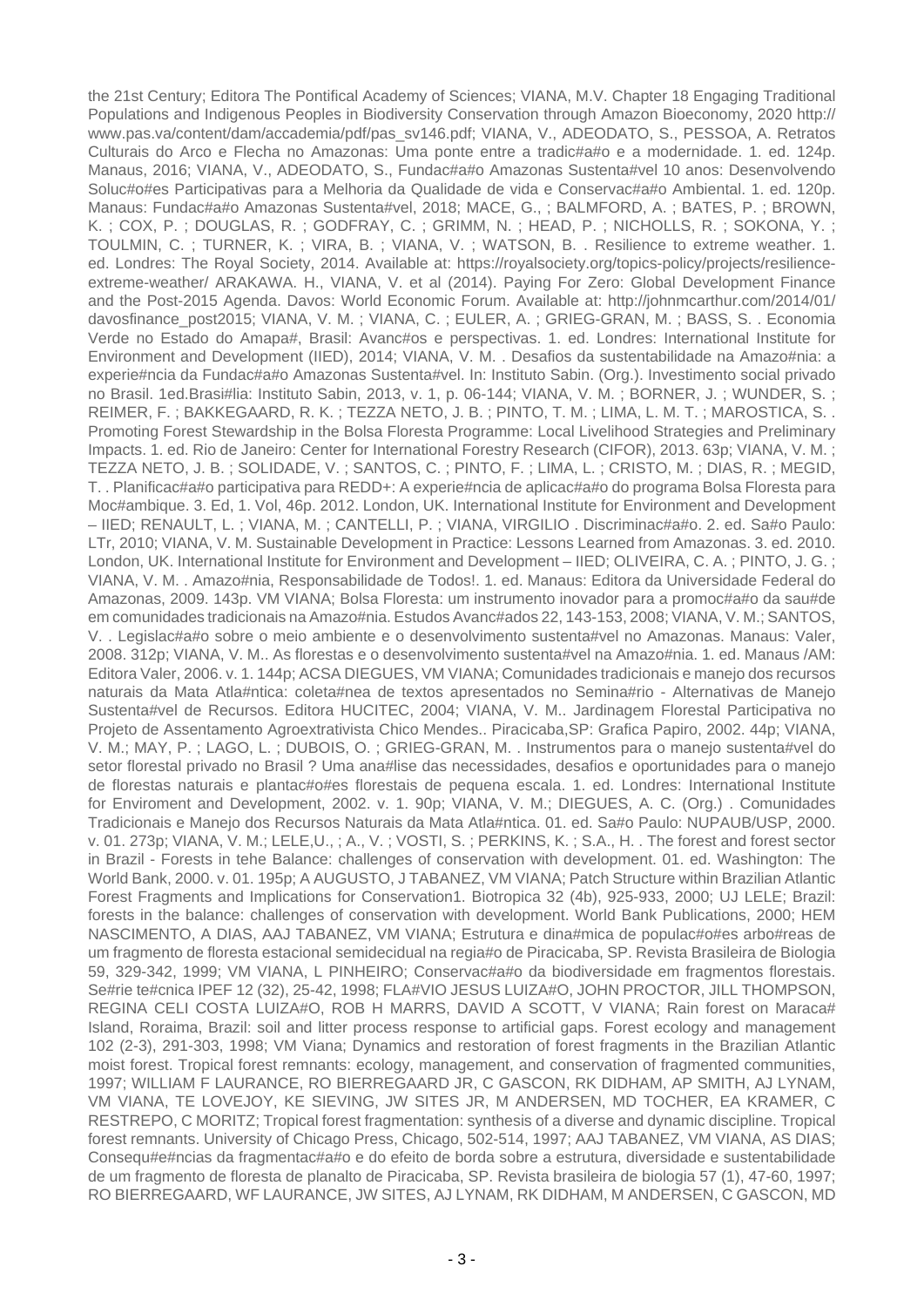the 21st Century; Editora The Pontifical Academy of Sciences; VIANA, M.V. Chapter 18 Engaging Traditional Populations and Indigenous Peoples in Biodiversity Conservation through Amazon Bioeconomy, 2020 http://www.pas.va/content/dam/accademia/pdf/pas_sv146.pdf; VIANA, V., ADEODATO, S., PESSOA, A. Retratos Culturais do Arco e Flecha no Amazonas: Uma ponte entre a tradic#a#o e a modernidade. 1. ed. 124p. Manaus, 2016; VIANA, V., ADEODATO, S., Fundac#a#o Amazonas Sustenta#vel 10 anos: Desenvolvendo Soluc#o#es Participativas para a Melhoria da Qualidade de vida e Conservac#a#o Ambiental. 1. ed. 120p. Manaus: Fundac#a#o Amazonas Sustenta#vel, 2018; MACE, G., ; BALMFORD, A. ; BATES, P. ; BROWN, K. ; COX, P. ; DOUGLAS, R. ; GODFRAY, C. ; GRIMM, N. ; HEAD, P. ; NICHOLLS, R. ; SOKONA, Y. ; TOULMIN, C. ; TURNER, K. ; VIRA, B. ; VIANA, V. ; WATSON, B. . Resilience to extreme weather. 1. ed. Londres: The Royal Society, 2014. Available at: https://royalsociety.org/topics-policy/projects/resilience-extreme-weather/ ARAKAWA. H., VIANA, V. et al (2014). Paying For Zero: Global Development Finance and the Post-2015 Agenda. Davos: World Economic Forum. Available at: http://johnmcarthur.com/2014/01/davosfinance_post2015; VIANA, V. M. ; VIANA, C. ; EULER, A. ; GRIEG-GRAN, M. ; BASS, S. . Economia Verde no Estado do Amapa#, Brasil: Avanc#os e perspectivas. 1. ed. Londres: International Institute for Environment and Development (IIED), 2014; VIANA, V. M. . Desafios da sustentabilidade na Amazo#nia: a experie#ncia da Fundac#a#o Amazonas Sustenta#vel. In: Instituto Sabin. (Org.). Investimento social privado no Brasil. 1ed.Brasi#lia: Instituto Sabin, 2013, v. 1, p. 06-144; VIANA, V. M. ; BORNER, J. ; WUNDER, S. ; REIMER, F. ; BAKKEGAARD, R. K. ; TEZZA NETO, J. B. ; PINTO, T. M. ; LIMA, L. M. T. ; MAROSTICA, S. . Promoting Forest Stewardship in the Bolsa Floresta Programme: Local Livelihood Strategies and Preliminary Impacts. 1. ed. Rio de Janeiro: Center for International Forestry Research (CIFOR), 2013. 63p; VIANA, V. M. ; TEZZA NETO, J. B. ; SOLIDADE, V. ; SANTOS, C. ; PINTO, F. ; LIMA, L. ; CRISTO, M. ; DIAS, R. ; MEGID, T. . Planificac#a#o participativa para REDD+: A experie#ncia de aplicac#a#o do programa Bolsa Floresta para Moc#ambique. 3. Ed, 1. Vol, 46p. 2012. London, UK. International Institute for Environment and Development – IIED; RENAULT, L. ; VIANA, M. ; CANTELLI, P. ; VIANA, VIRGILIO . Discriminac#a#o. 2. ed. Sa#o Paulo: LTr, 2010; VIANA, V. M. Sustainable Development in Practice: Lessons Learned from Amazonas. 3. ed. 2010. London, UK. International Institute for Environment and Development – IIED; OLIVEIRA, C. A. ; PINTO, J. G. ; VIANA, V. M. . Amazo#nia, Responsabilidade de Todos!. 1. ed. Manaus: Editora da Universidade Federal do Amazonas, 2009. 143p. VM VIANA; Bolsa Floresta: um instrumento inovador para a promoc#a#o da sau#de em comunidades tradicionais na Amazo#nia. Estudos Avanc#ados 22, 143-153, 2008; VIANA, V. M.; SANTOS, V. . Legislac#a#o sobre o meio ambiente e o desenvolvimento sustenta#vel no Amazonas. Manaus: Valer, 2008. 312p; VIANA, V. M.. As florestas e o desenvolvimento sustenta#vel na Amazo#nia. 1. ed. Manaus /AM: Editora Valer, 2006. v. 1. 144p; ACSA DIEGUES, VM VIANA; Comunidades tradicionais e manejo dos recursos naturais da Mata Atla#ntica: coleta#nea de textos apresentados no Semina#rio - Alternativas de Manejo Sustenta#vel de Recursos. Editora HUCITEC, 2004; VIANA, V. M.. Jardinagem Florestal Participativa no Projeto de Assentamento Agroextrativista Chico Mendes.. Piracicaba,SP: Grafica Papiro, 2002. 44p; VIANA, V. M.; MAY, P. ; LAGO, L. ; DUBOIS, O. ; GRIEG-GRAN, M. . Instrumentos para o manejo sustenta#vel do setor florestal privado no Brasil ? Uma ana#lise das necessidades, desafios e oportunidades para o manejo de florestas naturais e plantac#o#es florestais de pequena escala. 1. ed. Londres: International Institute for Enviroment and Development, 2002. v. 1. 90p; VIANA, V. M.; DIEGUES, A. C. (Org.) . Comunidades Tradicionais e Manejo dos Recursos Naturais da Mata Atla#ntica. 01. ed. Sa#o Paulo: NUPAUB/USP, 2000. v. 01. 273p; VIANA, V. M.; LELE,U., ; A., V. ; VOSTI, S. ; PERKINS, K. ; S.A., H. . The forest and forest sector in Brazil - Forests in tehe Balance: challenges of conservation with development. 01. ed. Washington: The World Bank, 2000. v. 01. 195p; A AUGUSTO, J TABANEZ, VM VIANA; Patch Structure within Brazilian Atlantic Forest Fragments and Implications for Conservation1. Biotropica 32 (4b), 925-933, 2000; UJ LELE; Brazil: forests in the balance: challenges of conservation with development. World Bank Publications, 2000; HEM NASCIMENTO, A DIAS, AAJ TABANEZ, VM VIANA; Estrutura e dina#mica de populac#o#es arbo#reas de um fragmento de floresta estacional semidecidual na regia#o de Piracicaba, SP. Revista Brasileira de Biologia 59, 329-342, 1999; VM VIANA, L PINHEIRO; Conservac#a#o da biodiversidade em fragmentos florestais. Se#rie te#cnica IPEF 12 (32), 25-42, 1998; FLA#VIO JESUS LUIZA#O, JOHN PROCTOR, JILL THOMPSON, REGINA CELI COSTA LUIZA#O, ROB H MARRS, DAVID A SCOTT, V VIANA; Rain forest on Maraca# Island, Roraima, Brazil: soil and litter process response to artificial gaps. Forest ecology and management 102 (2-3), 291-303, 1998; VM Viana; Dynamics and restoration of forest fragments in the Brazilian Atlantic moist forest. Tropical forest remnants: ecology, management, and conservation of fragmented communities, 1997; WILLIAM F LAURANCE, RO BIERREGAARD JR, C GASCON, RK DIDHAM, AP SMITH, AJ LYNAM, VM VIANA, TE LOVEJOY, KE SIEVING, JW SITES JR, M ANDERSEN, MD TOCHER, EA KRAMER, C RESTREPO, C MORITZ; Tropical forest fragmentation: synthesis of a diverse and dynamic discipline. Tropical forest remnants. University of Chicago Press, Chicago, 502-514, 1997; AAJ TABANEZ, VM VIANA, AS DIAS; Consequ#e#ncias da fragmentac#a#o e do efeito de borda sobre a estrutura, diversidade e sustentabilidade de um fragmento de floresta de planalto de Piracicaba, SP. Revista brasileira de biologia 57 (1), 47-60, 1997; RO BIERREGAARD, WF LAURANCE, JW SITES, AJ LYNAM, RK DIDHAM, M ANDERSEN, C GASCON, MD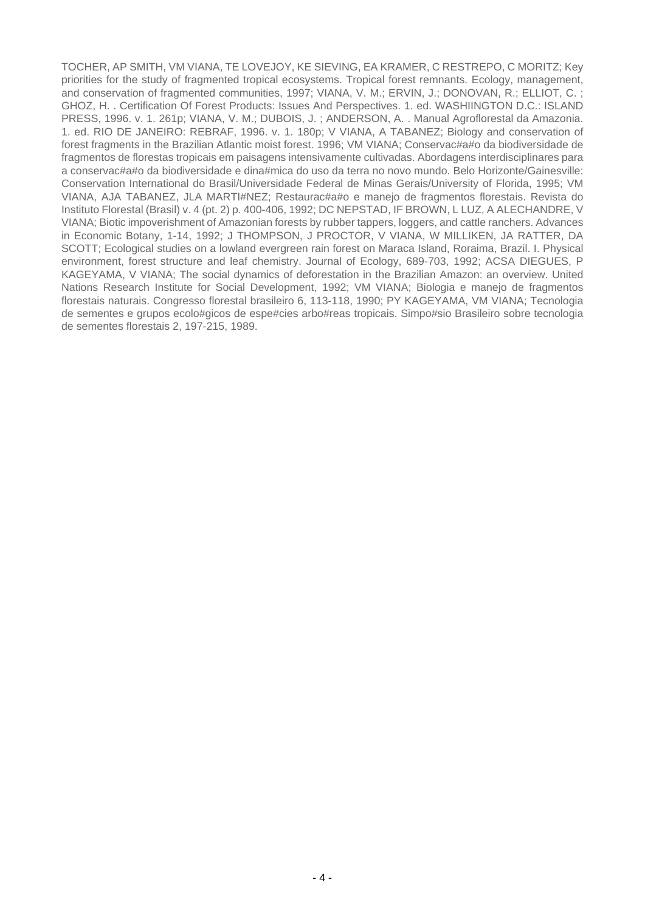TOCHER, AP SMITH, VM VIANA, TE LOVEJOY, KE SIEVING, EA KRAMER, C RESTREPO, C MORITZ; Key priorities for the study of fragmented tropical ecosystems. Tropical forest remnants. Ecology, management, and conservation of fragmented communities, 1997; VIANA, V. M.; ERVIN, J.; DONOVAN, R.; ELLIOT, C. ; GHOZ, H. . Certification Of Forest Products: Issues And Perspectives. 1. ed. WASHIINGTON D.C.: ISLAND PRESS, 1996. v. 1. 261p; VIANA, V. M.; DUBOIS, J. ; ANDERSON, A. . Manual Agroflorestal da Amazonia. 1. ed. RIO DE JANEIRO: REBRAF, 1996. v. 1. 180p; V VIANA, A TABANEZ; Biology and conservation of forest fragments in the Brazilian Atlantic moist forest. 1996; VM VIANA; Conservac#a#o da biodiversidade de fragmentos de florestas tropicais em paisagens intensivamente cultivadas. Abordagens interdisciplinares para a conservac#a#o da biodiversidade e dina#mica do uso da terra no novo mundo. Belo Horizonte/Gainesville: Conservation International do Brasil/Universidade Federal de Minas Gerais/University of Florida, 1995; VM VIANA, AJA TABANEZ, JLA MARTI#NEZ; Restaurac#a#o e manejo de fragmentos florestais. Revista do Instituto Florestal (Brasil) v. 4 (pt. 2) p. 400-406, 1992; DC NEPSTAD, IF BROWN, L LUZ, A ALECHANDRE, V VIANA; Biotic impoverishment of Amazonian forests by rubber tappers, loggers, and cattle ranchers. Advances in Economic Botany, 1-14, 1992; J THOMPSON, J PROCTOR, V VIANA, W MILLIKEN, JA RATTER, DA SCOTT; Ecological studies on a lowland evergreen rain forest on Maraca Island, Roraima, Brazil. I. Physical environment, forest structure and leaf chemistry. Journal of Ecology, 689-703, 1992; ACSA DIEGUES, P KAGEYAMA, V VIANA; The social dynamics of deforestation in the Brazilian Amazon: an overview. United Nations Research Institute for Social Development, 1992; VM VIANA; Biologia e manejo de fragmentos florestais naturais. Congresso florestal brasileiro 6, 113-118, 1990; PY KAGEYAMA, VM VIANA; Tecnologia de sementes e grupos ecolo#gicos de espe#cies arbo#reas tropicais. Simpo#sio Brasileiro sobre tecnologia de sementes florestais 2, 197-215, 1989.